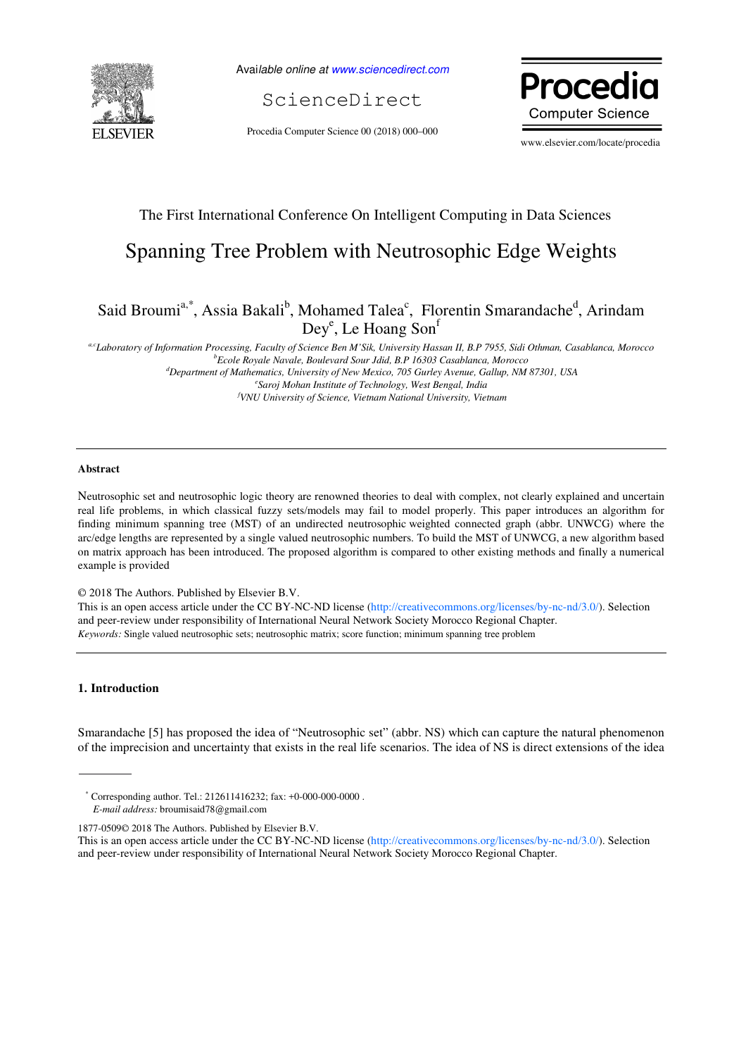The First International Conference On Intelligent Computing in Data Sciences

# Spanning Tree Problem with Neutrosophic Edge Weights

Said Broumi[a,*], Assia Bakali[b], Mohamed Talea[c], Florentin Smarandache[d], Arindam Dey[e], Le Hoang Son[f]

*[a,c]Laboratory of Information Processing, Faculty of Science Ben M'Sik, University Hassan II, B.P 7955, Sidi Othman, Casablanca, Morocco*
*[b]Ecole Royale Navale, Boulevard Sour Jdid, B.P 16303 Casablanca, Morocco*
*[d]Department of Mathematics, University of New Mexico, 705 Gurley Avenue, Gallup, NM 87301, USA*
*[e]Saroj Mohan Institute of Technology, West Bengal, India*
*[f]VNU University of Science, Vietnam National University, Vietnam*

---

### Abstract

Neutrosophic set and neutrosophic logic theory are renowned theories to deal with complex, not clearly explained and uncertain real life problems, in which classical fuzzy sets/models may fail to model properly. This paper introduces an algorithm for finding minimum spanning tree (MST) of an undirected neutrosophic weighted connected graph (abbr. UNWCG) where the arc/edge lengths are represented by a single valued neutrosophic numbers. To build the MST of UNWCG, a new algorithm based on matrix approach has been introduced. The proposed algorithm is compared to other existing methods and finally a numerical example is provided

© 2018 The Authors. Published by Elsevier B.V.
This is an open access article under the CC BY-NC-ND license (http://creativecommons.org/licenses/by-nc-nd/3.0/). Selection and peer-review under responsibility of International Neural Network Society Morocco Regional Chapter.

*Keywords:* Single valued neutrosophic sets; neutrosophic matrix; score function; minimum spanning tree problem

---

## 1. Introduction

Smarandache [5] has proposed the idea of "Neutrosophic set" (abbr. NS) which can capture the natural phenomenon of the imprecision and uncertainty that exists in the real life scenarios. The idea of NS is direct extensions of the idea

---

* Corresponding author. Tel.: 212611416232; fax: +0-000-000-0000 .
*E-mail address:* broumisaid78@gmail.com

1877-0509© 2018 The Authors. Published by Elsevier B.V.
This is an open access article under the CC BY-NC-ND license (http://creativecommons.org/licenses/by-nc-nd/3.0/). Selection and peer-review under responsibility of International Neural Network Society Morocco Regional Chapter.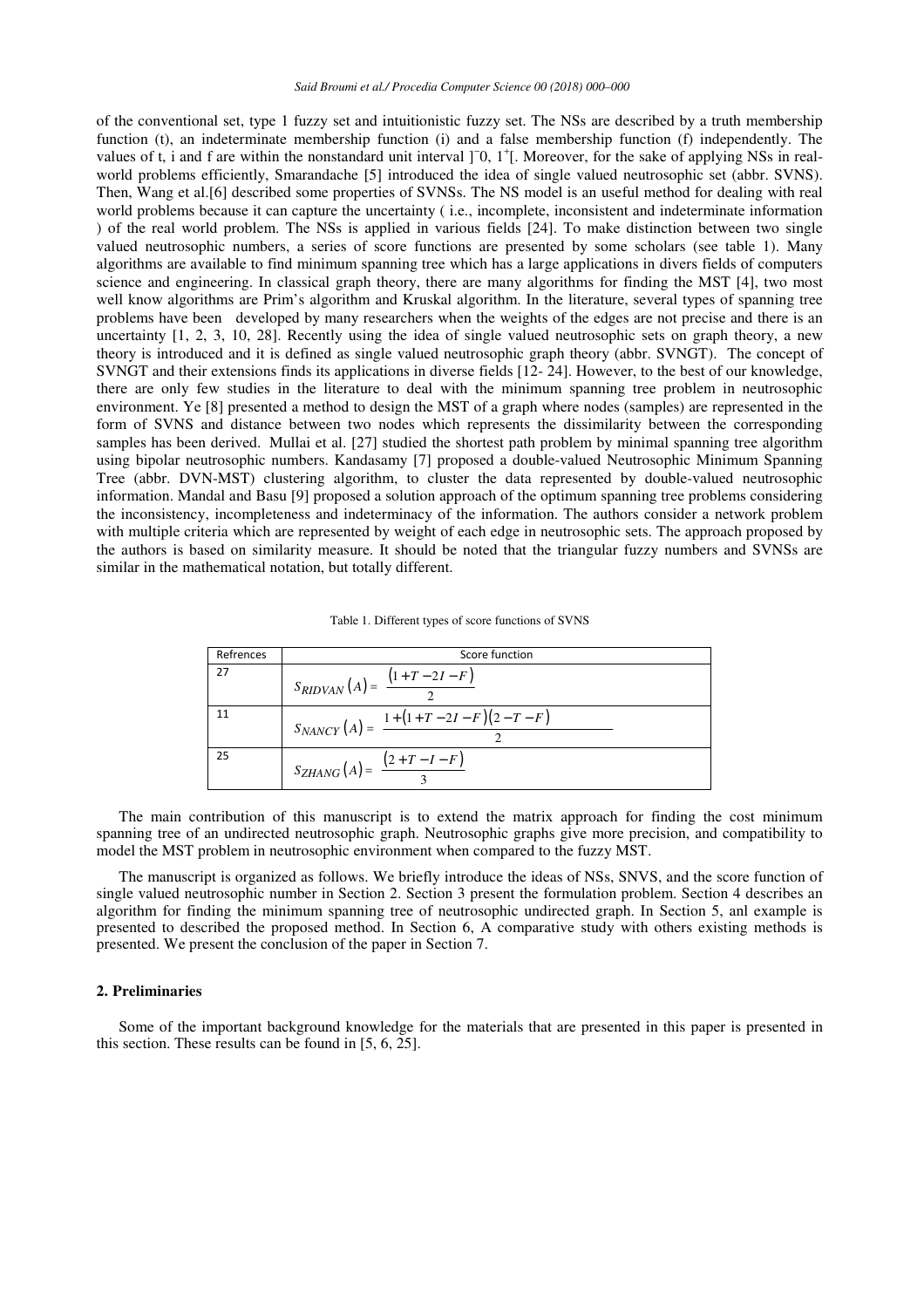of the conventional set, type 1 fuzzy set and intuitionistic fuzzy set. The NSs are described by a truth membership function (t), an indeterminate membership function (i) and a false membership function (f) independently. The values of t, i and f are within the nonstandard unit interval $]^{-}0, 1^{+}[$. Moreover, for the sake of applying NSs in real-world problems efficiently, Smarandache [5] introduced the idea of single valued neutrosophic set (abbr. SVNS). Then, Wang et al.[6] described some properties of SVNSs. The NS model is an useful method for dealing with real world problems because it can capture the uncertainty ( i.e., incomplete, inconsistent and indeterminate information ) of the real world problem. The NSs is applied in various fields [24]. To make distinction between two single valued neutrosophic numbers, a series of score functions are presented by some scholars (see table 1). Many algorithms are available to find minimum spanning tree which has a large applications in divers fields of computers science and engineering. In classical graph theory, there are many algorithms for finding the MST [4], two most well know algorithms are Prim's algorithm and Kruskal algorithm. In the literature, several types of spanning tree problems have been developed by many researchers when the weights of the edges are not precise and there is an uncertainty [1, 2, 3, 10, 28]. Recently using the idea of single valued neutrosophic sets on graph theory, a new theory is introduced and it is defined as single valued neutrosophic graph theory (abbr. SVNGT). The concept of SVNGT and their extensions finds its applications in diverse fields [12- 24]. However, to the best of our knowledge, there are only few studies in the literature to deal with the minimum spanning tree problem in neutrosophic environment. Ye [8] presented a method to design the MST of a graph where nodes (samples) are represented in the form of SVNS and distance between two nodes which represents the dissimilarity between the corresponding samples has been derived. Mullai et al. [27] studied the shortest path problem by minimal spanning tree algorithm using bipolar neutrosophic numbers. Kandasamy [7] proposed a double-valued Neutrosophic Minimum Spanning Tree (abbr. DVN-MST) clustering algorithm, to cluster the data represented by double-valued neutrosophic information. Mandal and Basu [9] proposed a solution approach of the optimum spanning tree problems considering the inconsistency, incompleteness and indeterminacy of the information. The authors consider a network problem with multiple criteria which are represented by weight of each edge in neutrosophic sets. The approach proposed by the authors is based on similarity measure. It should be noted that the triangular fuzzy numbers and SVNSs are similar in the mathematical notation, but totally different.

Table 1. Different types of score functions of SVNS

| Refrences | Score function |
|---|---|
| 27 | $s_{RIDVAN}(A) = \dfrac{(1+T-2I-F)}{2}$ |
| 11 | $s_{NANCY}(A) = \dfrac{1+(1+T-2I-F)(2-T-F)}{2}$ |
| 25 | $s_{ZHANG}(A) = \dfrac{(2+T-I-F)}{3}$ |

The main contribution of this manuscript is to extend the matrix approach for finding the cost minimum spanning tree of an undirected neutrosophic graph. Neutrosophic graphs give more precision, and compatibility to model the MST problem in neutrosophic environment when compared to the fuzzy MST.

The manuscript is organized as follows. We briefly introduce the ideas of NSs, SNVS, and the score function of single valued neutrosophic number in Section 2. Section 3 present the formulation problem. Section 4 describes an algorithm for finding the minimum spanning tree of neutrosophic undirected graph. In Section 5, anl example is presented to described the proposed method. In Section 6, A comparative study with others existing methods is presented. We present the conclusion of the paper in Section 7.

## 2. Preliminaries

Some of the important background knowledge for the materials that are presented in this paper is presented in this section. These results can be found in [5, 6, 25].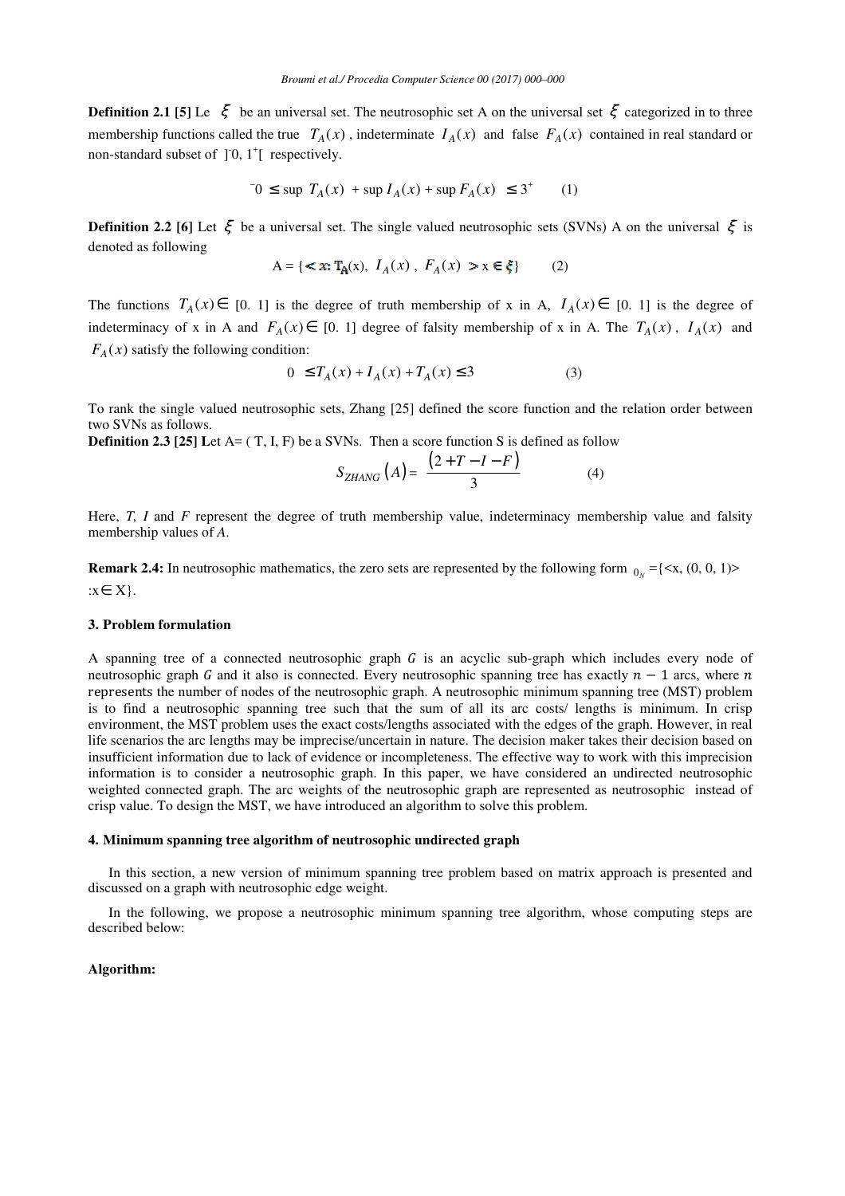**Definition 2.1 [5]** Le $\xi$ be an universal set. The neutrosophic set A on the universal set $\xi$ categorized in to three membership functions called the true $T_A(x)$ , indeterminate $I_A(x)$ and false $F_A(x)$ contained in real standard or non-standard subset of $]^-0, 1^+[$ respectively.

$$^-0 \leq \sup\ T_A(x) + \sup I_A(x) + \sup F_A(x) \leq 3^+ \qquad (1)$$

**Definition 2.2 [6]** Let $\xi$ be a universal set. The single valued neutrosophic sets (SVNs) A on the universal $\xi$ is denoted as following

$$A = \{< x: T_A(x),\ I_A(x)\ ,\ F_A(x)\ > x \in \xi\} \qquad (2)$$

The functions $T_A(x) \in$ [0. 1] is the degree of truth membership of x in A, $I_A(x) \in$ [0. 1] is the degree of indeterminacy of x in A and $F_A(x) \in$ [0. 1] degree of falsity membership of x in A. The $T_A(x)$ , $I_A(x)$ and $F_A(x)$ satisfy the following condition:

$$0 \leq T_A(x) + I_A(x) + T_A(x) \leq 3 \qquad (3)$$

To rank the single valued neutrosophic sets, Zhang [25] defined the score function and the relation order between two SVNs as follows.

**Definition 2.3 [25]** Let A= ( T, I, F) be a SVNs. Then a score function S is defined as follow

$$S_{ZHANG}(A) = \frac{(2 + T - I - F)}{3} \qquad (4)$$

Here, *T, I* and *F* represent the degree of truth membership value, indeterminacy membership value and falsity membership values of *A*.

**Remark 2.4:** In neutrosophic mathematics, the zero sets are represented by the following form $0_N$ ={<x, (0, 0, 1)> :x∈ X}.

## 3. Problem formulation

A spanning tree of a connected neutrosophic graph $G$ is an acyclic sub-graph which includes every node of neutrosophic graph $G$ and it also is connected. Every neutrosophic spanning tree has exactly $n - 1$ arcs, where $n$ represents the number of nodes of the neutrosophic graph. A neutrosophic minimum spanning tree (MST) problem is to find a neutrosophic spanning tree such that the sum of all its arc costs/ lengths is minimum. In crisp environment, the MST problem uses the exact costs/lengths associated with the edges of the graph. However, in real life scenarios the arc lengths may be imprecise/uncertain in nature. The decision maker takes their decision based on insufficient information due to lack of evidence or incompleteness. The effective way to work with this imprecision information is to consider a neutrosophic graph. In this paper, we have considered an undirected neutrosophic weighted connected graph. The arc weights of the neutrosophic graph are represented as neutrosophic instead of crisp value. To design the MST, we have introduced an algorithm to solve this problem.

## 4. Minimum spanning tree algorithm of neutrosophic undirected graph

In this section, a new version of minimum spanning tree problem based on matrix approach is presented and discussed on a graph with neutrosophic edge weight.

In the following, we propose a neutrosophic minimum spanning tree algorithm, whose computing steps are described below:

**Algorithm:**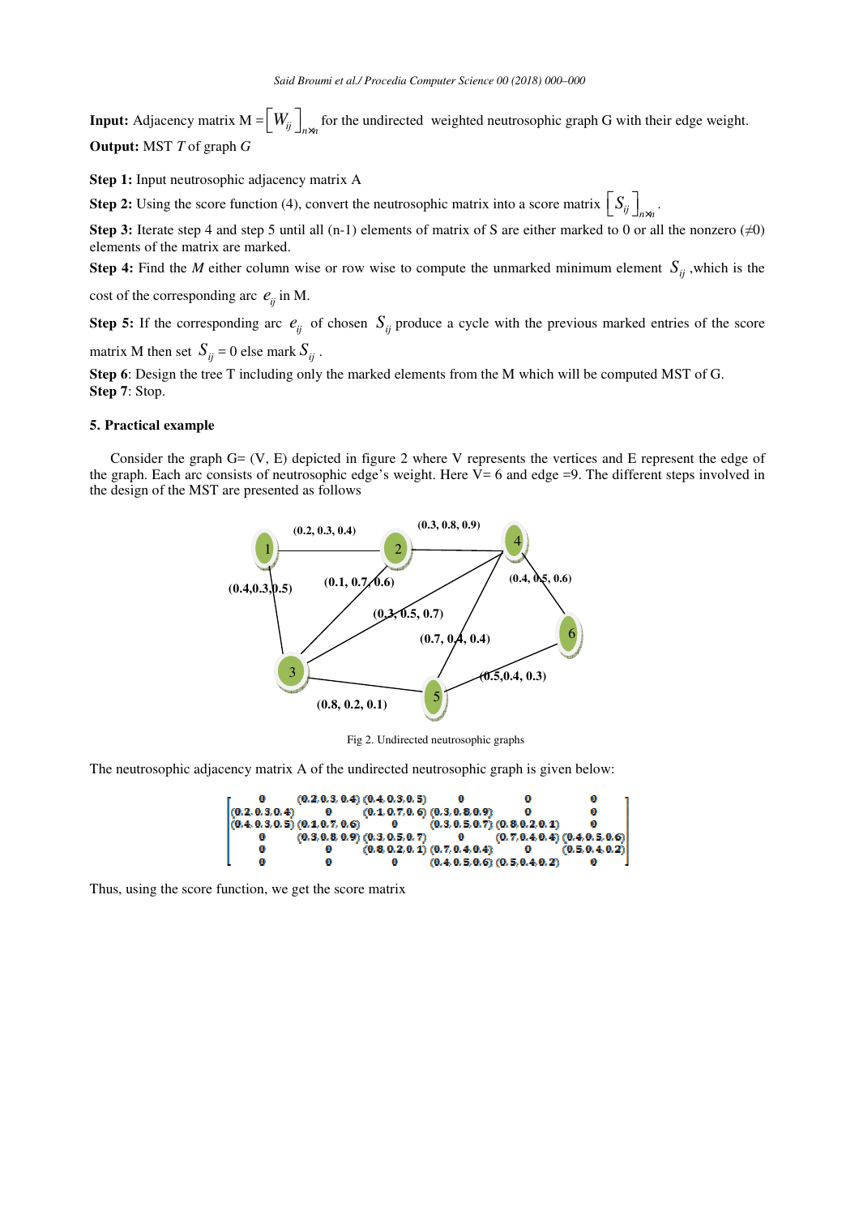**Input:** Adjacency matrix M $=\left[W_{ij}\right]_{n\times n}$ for the undirected weighted neutrosophic graph G with their edge weight.

**Output:** MST *T* of graph *G*

**Step 1:** Input neutrosophic adjacency matrix A

**Step 2:** Using the score function (4), convert the neutrosophic matrix into a score matrix $\left[S_{ij}\right]_{n\times n}$.

**Step 3:** Iterate step 4 and step 5 until all (n-1) elements of matrix of S are either marked to 0 or all the nonzero (≠0) elements of the matrix are marked.

**Step 4:** Find the *M* either column wise or row wise to compute the unmarked minimum element $S_{ij}$ ,which is the cost of the corresponding arc $e_{ij}$ in M.

**Step 5:** If the corresponding arc $e_{ij}$ of chosen $S_{ij}$ produce a cycle with the previous marked entries of the score matrix M then set $S_{ij}=0$ else mark $S_{ij}$.

**Step 6**: Design the tree T including only the marked elements from the M which will be computed MST of G.

**Step 7**: Stop.

**5. Practical example**

Consider the graph G= (V, E) depicted in figure 2 where V represents the vertices and E represent the edge of the graph. Each arc consists of neutrosophic edge's weight. Here V= 6 and edge =9. The different steps involved in the design of the MST are presented as follows

Fig 2. Undirected neutrosophic graphs

The neutrosophic adjacency matrix A of the undirected neutrosophic graph is given below:

$$\begin{bmatrix} 0 & (0.2,0.3,0.4) & (0.4,0.3,0.5) & 0 & 0 & 0 \\ (0.2,0.3,0.4) & 0 & (0.1,0.7,0.6) & (0.3,0.8,0.9) & 0 & 0 \\ (0.4,0.3,0.5) & (0.1,0.7,0.6) & 0 & (0.3,0.5,0.7) & (0.8,0.2,0.1) & 0 \\ 0 & (0.3,0.8,0.9) & (0.3,0.5,0.7) & 0 & (0.7,0.4,0.4) & (0.4,0.5,0.6) \\ 0 & 0 & (0.8,0.2,0.1) & (0.7,0.4,0.4) & 0 & (0.5,0.4,0.2) \\ 0 & 0 & 0 & (0.4,0.5,0.6) & (0.5,0.4,0.2) & 0 \end{bmatrix}$$

Thus, using the score function, we get the score matrix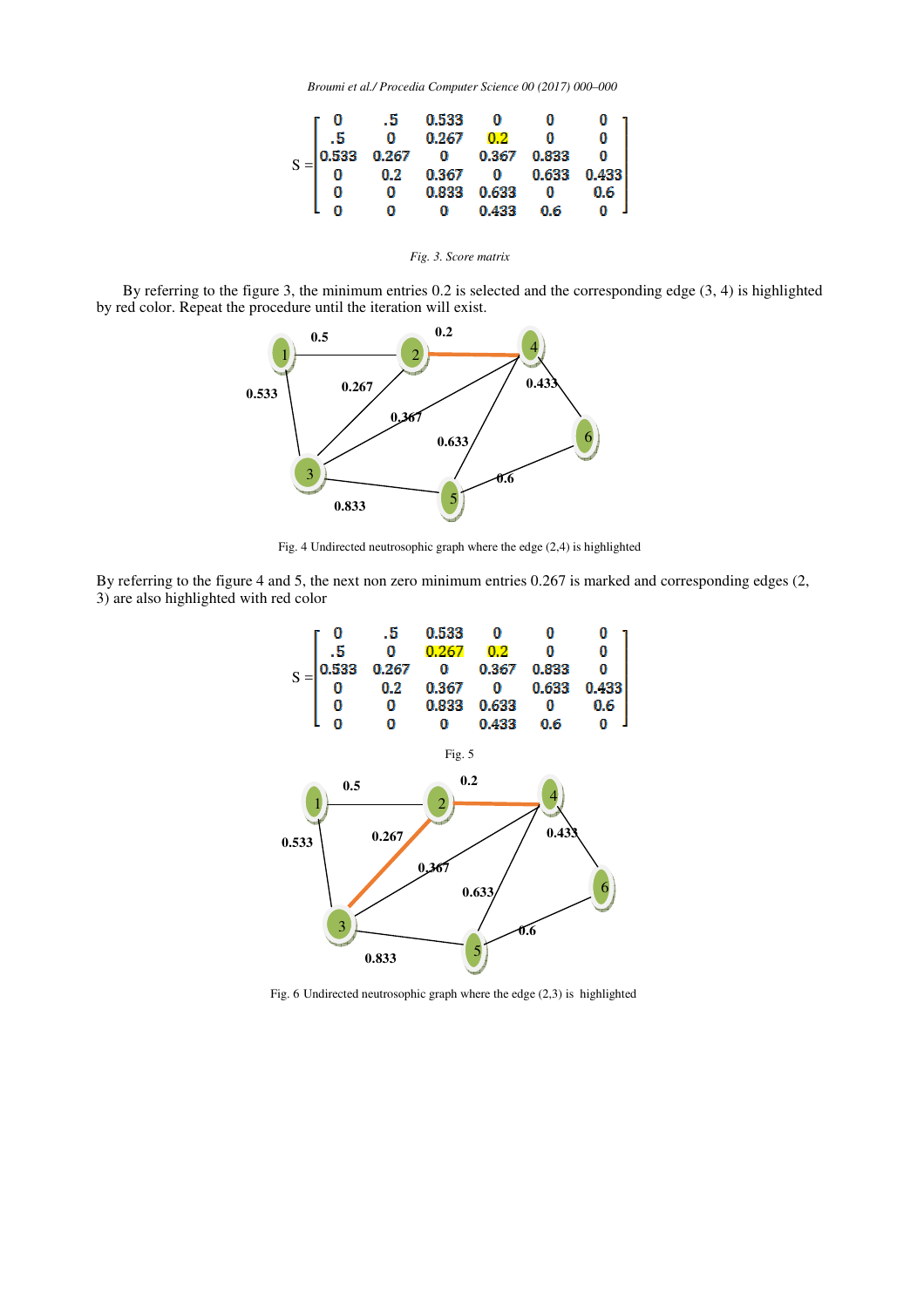$$
S = \begin{bmatrix} 0 & .5 & 0.533 & 0 & 0 & 0 \\ .5 & 0 & 0.267 & 0.2 & 0 & 0 \\ 0.533 & 0.267 & 0 & 0.367 & 0.833 & 0 \\ 0 & 0.2 & 0.367 & 0 & 0.633 & 0.433 \\ 0 & 0 & 0.833 & 0.633 & 0 & 0.6 \\ 0 & 0 & 0 & 0.433 & 0.6 & 0 \end{bmatrix}
$$

*Fig. 3. Score matrix*

By referring to the figure 3, the minimum entries 0.2 is selected and the corresponding edge (3, 4) is highlighted by red color. Repeat the procedure until the iteration will exist.

Fig. 4 Undirected neutrosophic graph where the edge (2,4) is highlighted

By referring to the figure 4 and 5, the next non zero minimum entries 0.267 is marked and corresponding edges (2, 3) are also highlighted with red color

$$
S = \begin{bmatrix} 0 & .5 & 0.533 & 0 & 0 & 0 \\ .5 & 0 & 0.267 & 0.2 & 0 & 0 \\ 0.533 & 0.267 & 0 & 0.367 & 0.833 & 0 \\ 0 & 0.2 & 0.367 & 0 & 0.633 & 0.433 \\ 0 & 0 & 0.833 & 0.633 & 0 & 0.6 \\ 0 & 0 & 0 & 0.433 & 0.6 & 0 \end{bmatrix}
$$

Fig. 5

Fig. 6 Undirected neutrosophic graph where the edge (2,3) is highlighted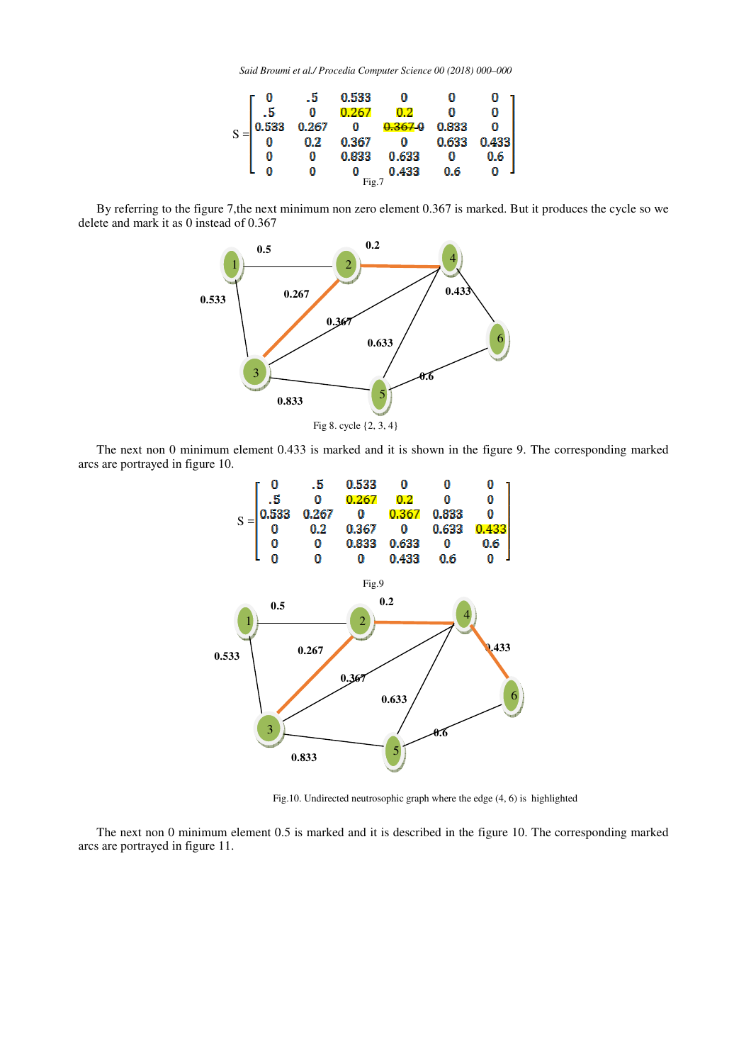$$
S = \begin{bmatrix} 0 & .5 & 0.533 & 0 & 0 & 0 \\ .5 & 0 & 0.267 & 0.2 & 0 & 0 \\ 0.533 & 0.267 & 0 & \cancel{0.367}\ 0 & 0.833 & 0 \\ 0 & 0.2 & 0.367 & 0 & 0.633 & 0.433 \\ 0 & 0 & 0.833 & 0.633 & 0 & 0.6 \\ 0 & 0 & 0 & 0.433 & 0.6 & 0 \end{bmatrix}
$$

Fig.7

By referring to the figure 7,the next minimum non zero element 0.367 is marked. But it produces the cycle so we delete and mark it as 0 instead of 0.367

Fig 8. cycle {2, 3, 4}

The next non 0 minimum element 0.433 is marked and it is shown in the figure 9. The corresponding marked arcs are portrayed in figure 10.

$$
S = \begin{bmatrix} 0 & .5 & 0.533 & 0 & 0 & 0 \\ .5 & 0 & 0.267 & 0.2 & 0 & 0 \\ 0.533 & 0.267 & 0 & 0.367 & 0.833 & 0 \\ 0 & 0.2 & 0.367 & 0 & 0.633 & 0.433 \\ 0 & 0 & 0.833 & 0.633 & 0 & 0.6 \\ 0 & 0 & 0 & 0.433 & 0.6 & 0 \end{bmatrix}
$$

Fig.9

Fig.10. Undirected neutrosophic graph where the edge (4, 6) is highlighted

The next non 0 minimum element 0.5 is marked and it is described in the figure 10. The corresponding marked arcs are portrayed in figure 11.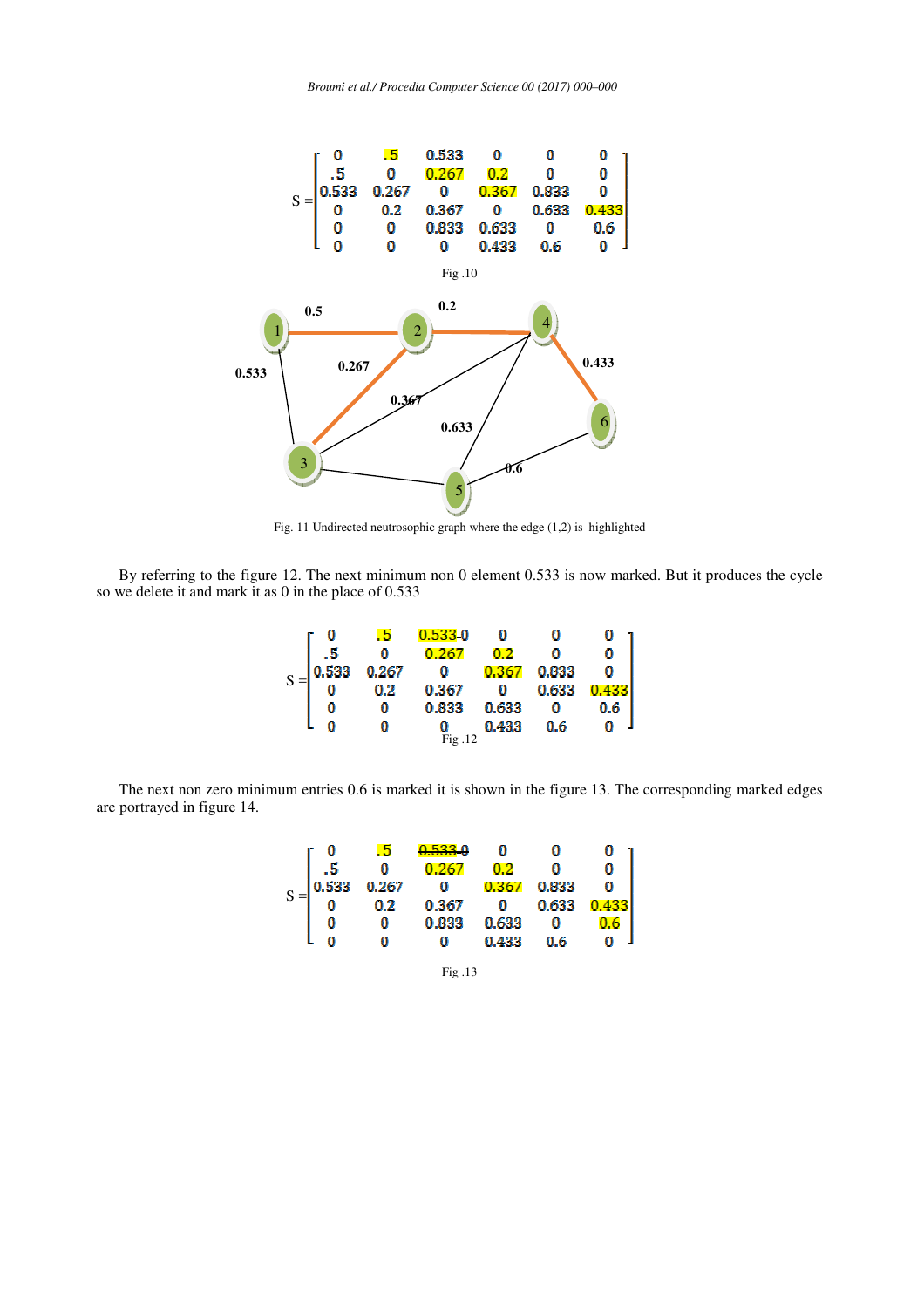$$S = \begin{bmatrix} 0 & .5 & 0.533 & 0 & 0 & 0 \\ .5 & 0 & 0.267 & 0.2 & 0 & 0 \\ 0.533 & 0.267 & 0 & 0.367 & 0.833 & 0 \\ 0 & 0.2 & 0.367 & 0 & 0.633 & 0.433 \\ 0 & 0 & 0.833 & 0.633 & 0 & 0.6 \\ 0 & 0 & 0 & 0.433 & 0.6 & 0 \end{bmatrix}$$

Fig .10

Fig. 11 Undirected neutrosophic graph where the edge (1,2) is highlighted

By referring to the figure 12. The next minimum non 0 element 0.533 is now marked. But it produces the cycle so we delete it and mark it as 0 in the place of 0.533

$$S = \begin{bmatrix} 0 & .5 & \cancel{0.533}\ 0 & 0 & 0 & 0 \\ .5 & 0 & 0.267 & 0.2 & 0 & 0 \\ 0.533 & 0.267 & 0 & 0.367 & 0.833 & 0 \\ 0 & 0.2 & 0.367 & 0 & 0.633 & 0.433 \\ 0 & 0 & 0.833 & 0.633 & 0 & 0.6 \\ 0 & 0 & 0 & 0.433 & 0.6 & 0 \end{bmatrix}$$

Fig .12

The next non zero minimum entries 0.6 is marked it is shown in the figure 13. The corresponding marked edges are portrayed in figure 14.

$$S = \begin{bmatrix} 0 & .5 & \cancel{0.533}\ 0 & 0 & 0 & 0 \\ .5 & 0 & 0.267 & 0.2 & 0 & 0 \\ 0.533 & 0.267 & 0 & 0.367 & 0.833 & 0 \\ 0 & 0.2 & 0.367 & 0 & 0.633 & 0.433 \\ 0 & 0 & 0.833 & 0.633 & 0 & 0.6 \\ 0 & 0 & 0 & 0.433 & 0.6 & 0 \end{bmatrix}$$

Fig .13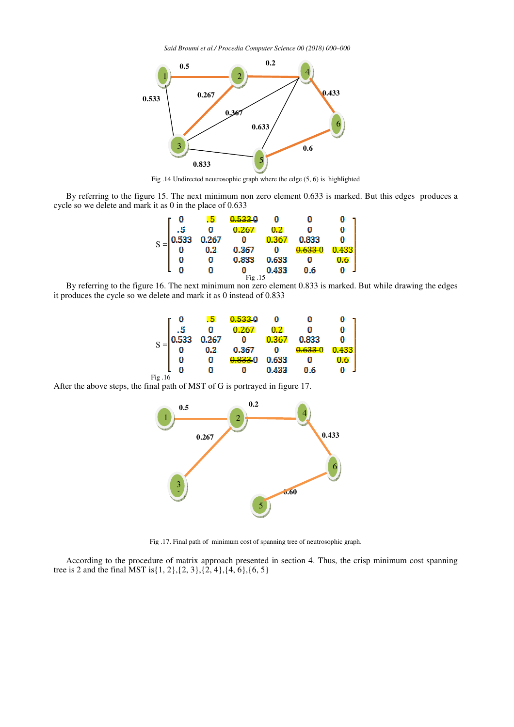Fig .14 Undirected neutrosophic graph where the edge (5, 6) is highlighted

By referring to the figure 15. The next minimum non zero element 0.633 is marked. But this edges produces a cycle so we delete and mark it as 0 in the place of 0.633

$$S = \begin{bmatrix} 0 & .5 & \cancel{0.533}\,0 & 0 & 0 & 0 \\ .5 & 0 & 0.267 & 0.2 & 0 & 0 \\ 0.533 & 0.267 & 0 & 0.367 & 0.833 & 0 \\ 0 & 0.2 & 0.367 & 0 & \cancel{0.633}\,0 & 0.433 \\ 0 & 0 & 0.833 & 0.633 & 0 & 0.6 \\ 0 & 0 & 0 & 0.433 & 0.6 & 0 \end{bmatrix}$$

Fig .15

By referring to the figure 16. The next minimum non zero element 0.833 is marked. But while drawing the edges it produces the cycle so we delete and mark it as 0 instead of 0.833

$$S = \begin{bmatrix} 0 & .5 & \cancel{0.533}\,0 & 0 & 0 & 0 \\ .5 & 0 & 0.267 & 0.2 & 0 & 0 \\ 0.533 & 0.267 & 0 & 0.367 & 0.833 & 0 \\ 0 & 0.2 & 0.367 & 0 & \cancel{0.633}\,0 & 0.433 \\ 0 & 0 & \cancel{0.833}\,0 & 0.633 & 0 & 0.6 \\ 0 & 0 & 0 & 0.433 & 0.6 & 0 \end{bmatrix}$$

Fig .16

After the above steps, the final path of MST of G is portrayed in figure 17.

Fig .17. Final path of minimum cost of spanning tree of neutrosophic graph.

According to the procedure of matrix approach presented in section 4. Thus, the crisp minimum cost spanning tree is 2 and the final MST is{1, 2},{2, 3},{2, 4},{4, 6},{6, 5}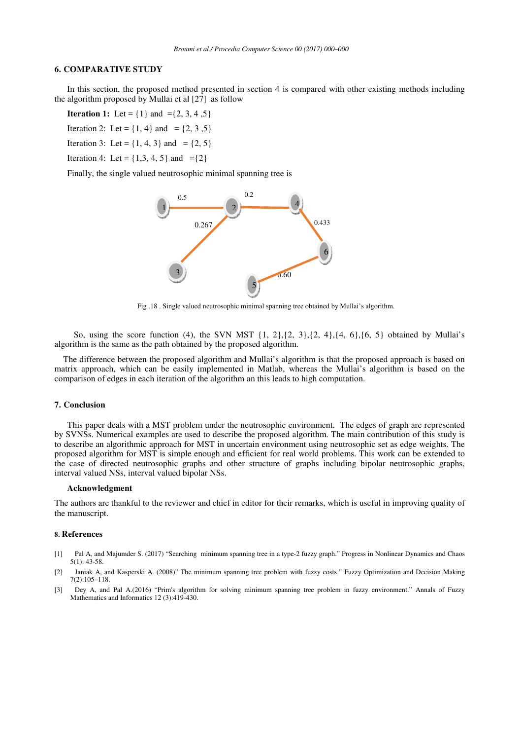## 6. COMPARATIVE STUDY

In this section, the proposed method presented in section 4 is compared with other existing methods including the algorithm proposed by Mullai et al [27] as follow

**Iteration 1:** Let = {1} and ={2, 3, 4 ,5}

Iteration 2: Let = {1, 4} and = {2, 3 ,5}

Iteration 3: Let = {1, 4, 3} and = {2, 5}

Iteration 4: Let = {1,3, 4, 5} and ={2}

Finally, the single valued neutrosophic minimal spanning tree is

Fig .18 . Single valued neutrosophic minimal spanning tree obtained by Mullai's algorithm.

So, using the score function (4), the SVN MST {1, 2},{2, 3},{2, 4},{4, 6},{6, 5} obtained by Mullai's algorithm is the same as the path obtained by the proposed algorithm.

The difference between the proposed algorithm and Mullai's algorithm is that the proposed approach is based on matrix approach, which can be easily implemented in Matlab, whereas the Mullai's algorithm is based on the comparison of edges in each iteration of the algorithm an this leads to high computation.

## 7. Conclusion

This paper deals with a MST problem under the neutrosophic environment. The edges of graph are represented by SVNSs. Numerical examples are used to describe the proposed algorithm. The main contribution of this study is to describe an algorithmic approach for MST in uncertain environment using neutrosophic set as edge weights. The proposed algorithm for MST is simple enough and efficient for real world problems. This work can be extended to the case of directed neutrosophic graphs and other structure of graphs including bipolar neutrosophic graphs, interval valued NSs, interval valued bipolar NSs.

### Acknowledgment

The authors are thankful to the reviewer and chief in editor for their remarks, which is useful in improving quality of the manuscript.

## 8. References

[1] Pal A, and Majumder S. (2017) "Searching minimum spanning tree in a type-2 fuzzy graph." Progress in Nonlinear Dynamics and Chaos 5(1): 43-58.

[2] Janiak A, and Kasperski A. (2008)" The minimum spanning tree problem with fuzzy costs." Fuzzy Optimization and Decision Making 7(2):105–118.

[3] Dey A, and Pal A.(2016) "Prim's algorithm for solving minimum spanning tree problem in fuzzy environment." Annals of Fuzzy Mathematics and Informatics 12 (3):419-430.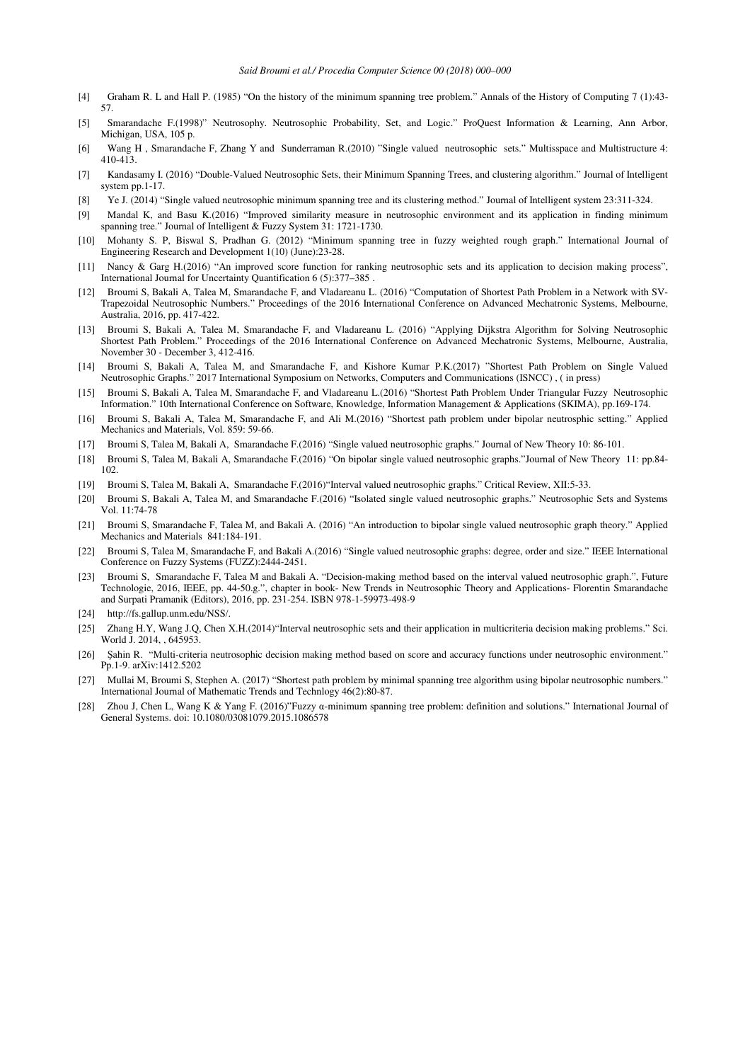[4] Graham R. L and Hall P. (1985) "On the history of the minimum spanning tree problem." Annals of the History of Computing 7 (1):43-57.

[5] Smarandache F.(1998)" Neutrosophy. Neutrosophic Probability, Set, and Logic." ProQuest Information & Learning, Ann Arbor, Michigan, USA, 105 p.

[6] Wang H , Smarandache F, Zhang Y and Sunderraman R.(2010) "Single valued neutrosophic sets." Multisspace and Multistructure 4: 410-413.

[7] Kandasamy I. (2016) "Double-Valued Neutrosophic Sets, their Minimum Spanning Trees, and clustering algorithm." Journal of Intelligent system pp.1-17.

[8] Ye J. (2014) "Single valued neutrosophic minimum spanning tree and its clustering method." Journal of Intelligent system 23:311-324.

[9] Mandal K, and Basu K.(2016) "Improved similarity measure in neutrosophic environment and its application in finding minimum spanning tree." Journal of Intelligent & Fuzzy System 31: 1721-1730.

[10] Mohanty S. P, Biswal S, Pradhan G. (2012) "Minimum spanning tree in fuzzy weighted rough graph." International Journal of Engineering Research and Development 1(10) (June):23-28.

[11] Nancy & Garg H.(2016) "An improved score function for ranking neutrosophic sets and its application to decision making process", International Journal for Uncertainty Quantification 6 (5):377–385 .

[12] Broumi S, Bakali A, Talea M, Smarandache F, and Vladareanu L. (2016) "Computation of Shortest Path Problem in a Network with SV-Trapezoidal Neutrosophic Numbers." Proceedings of the 2016 International Conference on Advanced Mechatronic Systems, Melbourne, Australia, 2016, pp. 417-422.

[13] Broumi S, Bakali A, Talea M, Smarandache F, and Vladareanu L. (2016) "Applying Dijkstra Algorithm for Solving Neutrosophic Shortest Path Problem." Proceedings of the 2016 International Conference on Advanced Mechatronic Systems, Melbourne, Australia, November 30 - December 3, 412-416.

[14] Broumi S, Bakali A, Talea M, and Smarandache F, and Kishore Kumar P.K.(2017) "Shortest Path Problem on Single Valued Neutrosophic Graphs." 2017 International Symposium on Networks, Computers and Communications (ISNCC) , ( in press)

[15] Broumi S, Bakali A, Talea M, Smarandache F, and Vladareanu L.(2016) "Shortest Path Problem Under Triangular Fuzzy Neutrosophic Information." 10th International Conference on Software, Knowledge, Information Management & Applications (SKIMA), pp.169-174.

[16] Broumi S, Bakali A, Talea M, Smarandache F, and Ali M.(2016) "Shortest path problem under bipolar neutrosphic setting." Applied Mechanics and Materials, Vol. 859: 59-66.

[17] Broumi S, Talea M, Bakali A, Smarandache F.(2016) "Single valued neutrosophic graphs." Journal of New Theory 10: 86-101.

[18] Broumi S, Talea M, Bakali A, Smarandache F.(2016) "On bipolar single valued neutrosophic graphs."Journal of New Theory 11: pp.84-102.

[19] Broumi S, Talea M, Bakali A, Smarandache F.(2016)"Interval valued neutrosophic graphs." Critical Review, XII:5-33.

[20] Broumi S, Bakali A, Talea M, and Smarandache F.(2016) "Isolated single valued neutrosophic graphs." Neutrosophic Sets and Systems Vol. 11:74-78

[21] Broumi S, Smarandache F, Talea M, and Bakali A. (2016) "An introduction to bipolar single valued neutrosophic graph theory." Applied Mechanics and Materials 841:184-191.

[22] Broumi S, Talea M, Smarandache F, and Bakali A.(2016) "Single valued neutrosophic graphs: degree, order and size." IEEE International Conference on Fuzzy Systems (FUZZ):2444-2451.

[23] Broumi S, Smarandache F, Talea M and Bakali A. "Decision-making method based on the interval valued neutrosophic graph.", Future Technologie, 2016, IEEE, pp. 44-50.g.", chapter in book- New Trends in Neutrosophic Theory and Applications- Florentin Smarandache and Surpati Pramanik (Editors), 2016, pp. 231-254. ISBN 978-1-59973-498-9

[24] http://fs.gallup.unm.edu/NSS/.

[25] Zhang H.Y, Wang J.Q, Chen X.H.(2014)"Interval neutrosophic sets and their application in multicriteria decision making problems." Sci. World J. 2014, , 645953.

[26] Şahin R. "Multi-criteria neutrosophic decision making method based on score and accuracy functions under neutrosophic environment." Pp.1-9. arXiv:1412.5202

[27] Mullai M, Broumi S, Stephen A. (2017) "Shortest path problem by minimal spanning tree algorithm using bipolar neutrosophic numbers." International Journal of Mathematic Trends and Technlogy 46(2):80-87.

[28] Zhou J, Chen L, Wang K & Yang F. (2016)"Fuzzy α-minimum spanning tree problem: definition and solutions." International Journal of General Systems. doi: 10.1080/03081079.2015.1086578